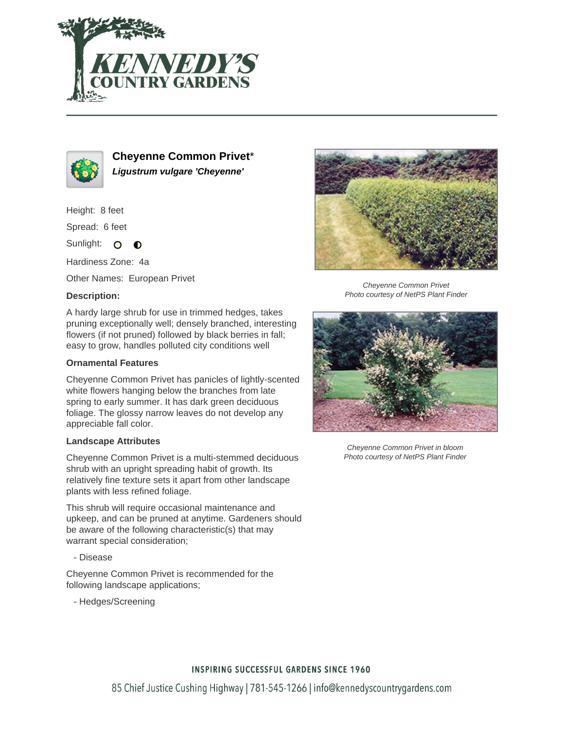# Cheyenne Common Privet*

***Ligustrum vulgare 'Cheyenne'***

Height: 8 feet

Spread: 6 feet

Sunlight:

Hardiness Zone: 4a

Other Names: European Privet

### Description:

A hardy large shrub for use in trimmed hedges, takes pruning exceptionally well; densely branched, interesting flowers (if not pruned) followed by black berries in fall; easy to grow, handles polluted city conditions well

### Ornamental Features

Cheyenne Common Privet has panicles of lightly-scented white flowers hanging below the branches from late spring to early summer. It has dark green deciduous foliage. The glossy narrow leaves do not develop any appreciable fall color.

### Landscape Attributes

Cheyenne Common Privet is a multi-stemmed deciduous shrub with an upright spreading habit of growth. Its relatively fine texture sets it apart from other landscape plants with less refined foliage.

This shrub will require occasional maintenance and upkeep, and can be pruned at anytime. Gardeners should be aware of the following characteristic(s) that may warrant special consideration;

- Disease

Cheyenne Common Privet is recommended for the following landscape applications;

- Hedges/Screening

*Cheyenne Common Privet*
*Photo courtesy of NetPS Plant Finder*

*Cheyenne Common Privet in bloom*
*Photo courtesy of NetPS Plant Finder*

INSPIRING SUCCESSFUL GARDENS SINCE 1960

85 Chief Justice Cushing Highway | 781-545-1266 | info@kennedyscountrygardens.com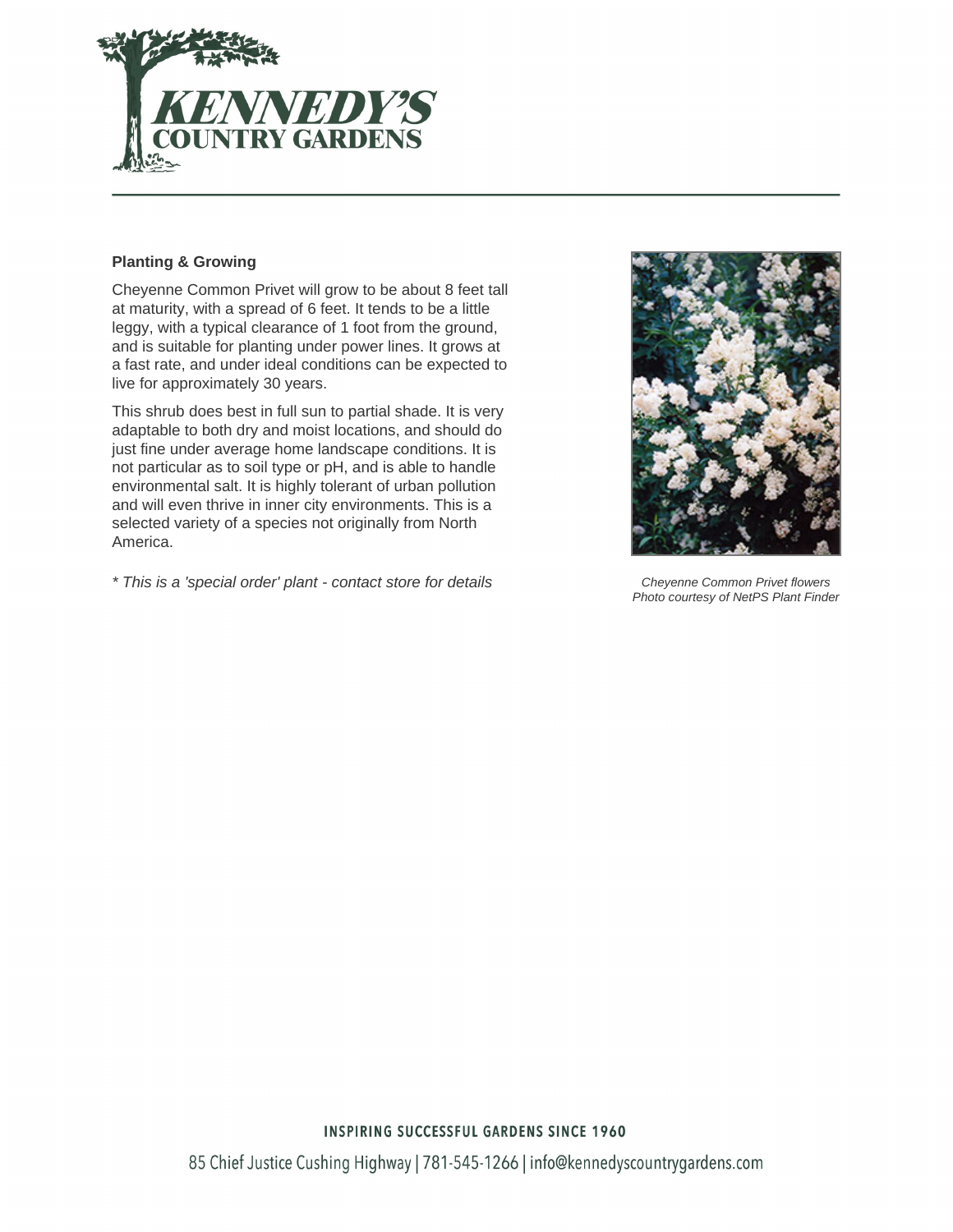### Planting & Growing

Cheyenne Common Privet will grow to be about 8 feet tall at maturity, with a spread of 6 feet. It tends to be a little leggy, with a typical clearance of 1 foot from the ground, and is suitable for planting under power lines. It grows at a fast rate, and under ideal conditions can be expected to live for approximately 30 years.

This shrub does best in full sun to partial shade. It is very adaptable to both dry and moist locations, and should do just fine under average home landscape conditions. It is not particular as to soil type or pH, and is able to handle environmental salt. It is highly tolerant of urban pollution and will even thrive in inner city environments. This is a selected variety of a species not originally from North America.

*\* This is a 'special order' plant - contact store for details*

*Cheyenne Common Privet flowers*
*Photo courtesy of NetPS Plant Finder*